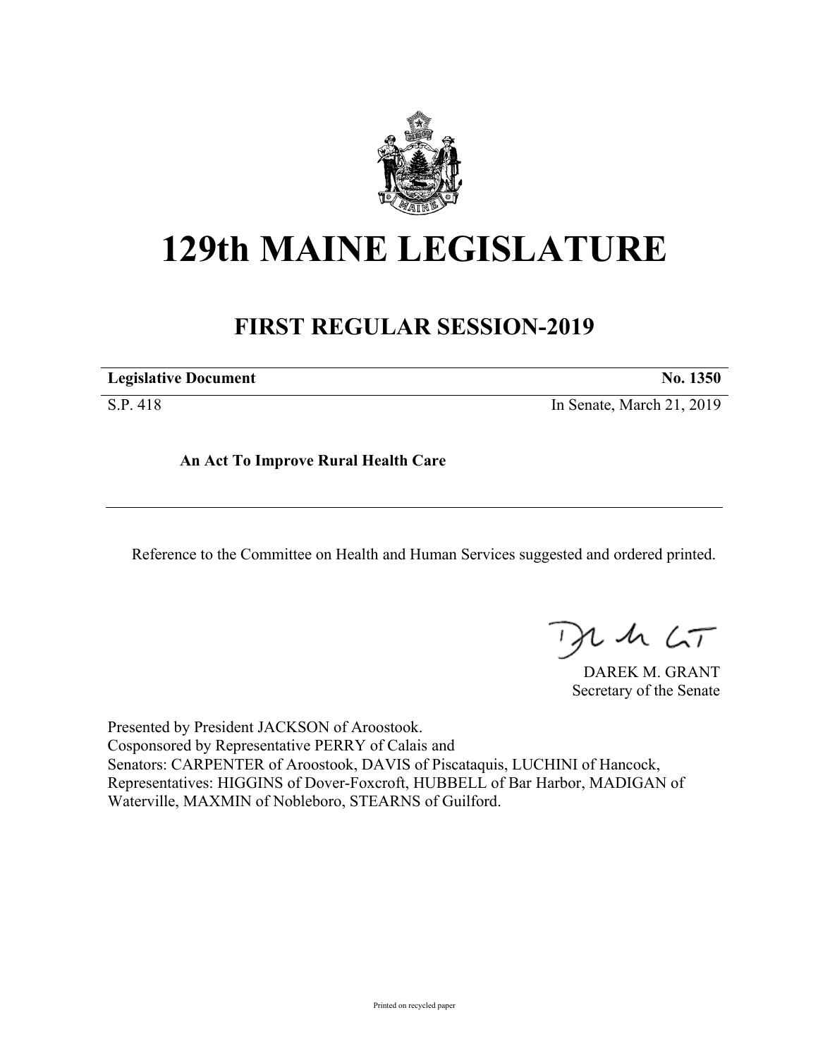# 129th MAINE LEGISLATURE

## FIRST REGULAR SESSION-2019

| **Legislative Document** | **No. 1350** |
|---|---|
| S.P. 418 | In Senate, March 21, 2019 |

**An Act To Improve Rural Health Care**

---

Reference to the Committee on Health and Human Services suggested and ordered printed.

DAREK M. GRANT
Secretary of the Senate

Presented by President JACKSON of Aroostook.
Cosponsored by Representative PERRY of Calais and
Senators: CARPENTER of Aroostook, DAVIS of Piscataquis, LUCHINI of Hancock,
Representatives: HIGGINS of Dover-Foxcroft, HUBBELL of Bar Harbor, MADIGAN of Waterville, MAXMIN of Nobleboro, STEARNS of Guilford.

Printed on recycled paper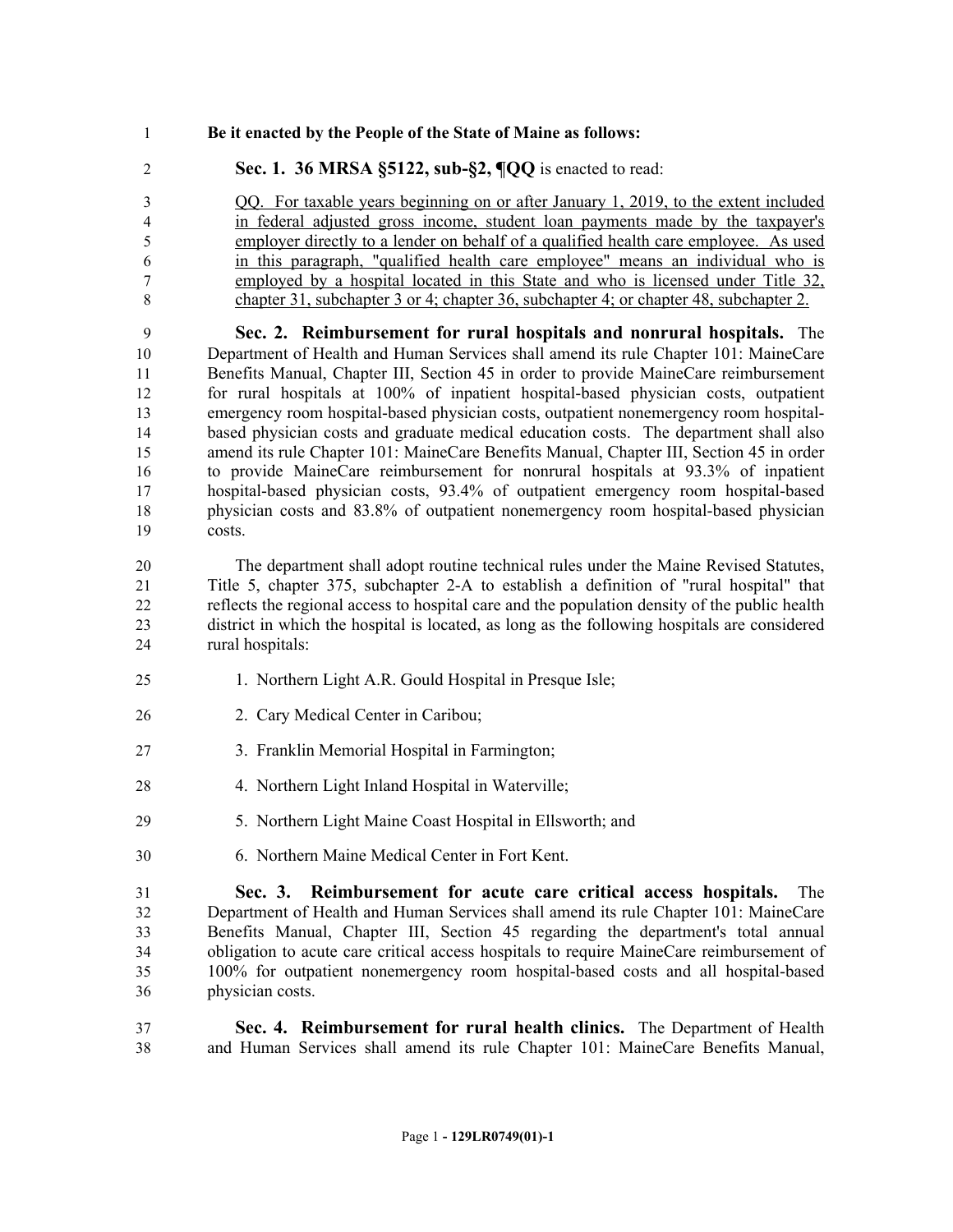**Be it enacted by the People of the State of Maine as follows:**

**Sec. 1. 36 MRSA §5122, sub-§2, ¶QQ** is enacted to read:

QQ. For taxable years beginning on or after January 1, 2019, to the extent included in federal adjusted gross income, student loan payments made by the taxpayer's employer directly to a lender on behalf of a qualified health care employee. As used in this paragraph, "qualified health care employee" means an individual who is employed by a hospital located in this State and who is licensed under Title 32, chapter 31, subchapter 3 or 4; chapter 36, subchapter 4; or chapter 48, subchapter 2.

**Sec. 2. Reimbursement for rural hospitals and nonrural hospitals.** The Department of Health and Human Services shall amend its rule Chapter 101: MaineCare Benefits Manual, Chapter III, Section 45 in order to provide MaineCare reimbursement for rural hospitals at 100% of inpatient hospital-based physician costs, outpatient emergency room hospital-based physician costs, outpatient nonemergency room hospital-based physician costs and graduate medical education costs. The department shall also amend its rule Chapter 101: MaineCare Benefits Manual, Chapter III, Section 45 in order to provide MaineCare reimbursement for nonrural hospitals at 93.3% of inpatient hospital-based physician costs, 93.4% of outpatient emergency room hospital-based physician costs and 83.8% of outpatient nonemergency room hospital-based physician costs.

The department shall adopt routine technical rules under the Maine Revised Statutes, Title 5, chapter 375, subchapter 2-A to establish a definition of "rural hospital" that reflects the regional access to hospital care and the population density of the public health district in which the hospital is located, as long as the following hospitals are considered rural hospitals:

1. Northern Light A.R. Gould Hospital in Presque Isle;

2. Cary Medical Center in Caribou;

3. Franklin Memorial Hospital in Farmington;

4. Northern Light Inland Hospital in Waterville;

5. Northern Light Maine Coast Hospital in Ellsworth; and

6. Northern Maine Medical Center in Fort Kent.

**Sec. 3. Reimbursement for acute care critical access hospitals.** The Department of Health and Human Services shall amend its rule Chapter 101: MaineCare Benefits Manual, Chapter III, Section 45 regarding the department's total annual obligation to acute care critical access hospitals to require MaineCare reimbursement of 100% for outpatient nonemergency room hospital-based costs and all hospital-based physician costs.

**Sec. 4. Reimbursement for rural health clinics.** The Department of Health and Human Services shall amend its rule Chapter 101: MaineCare Benefits Manual,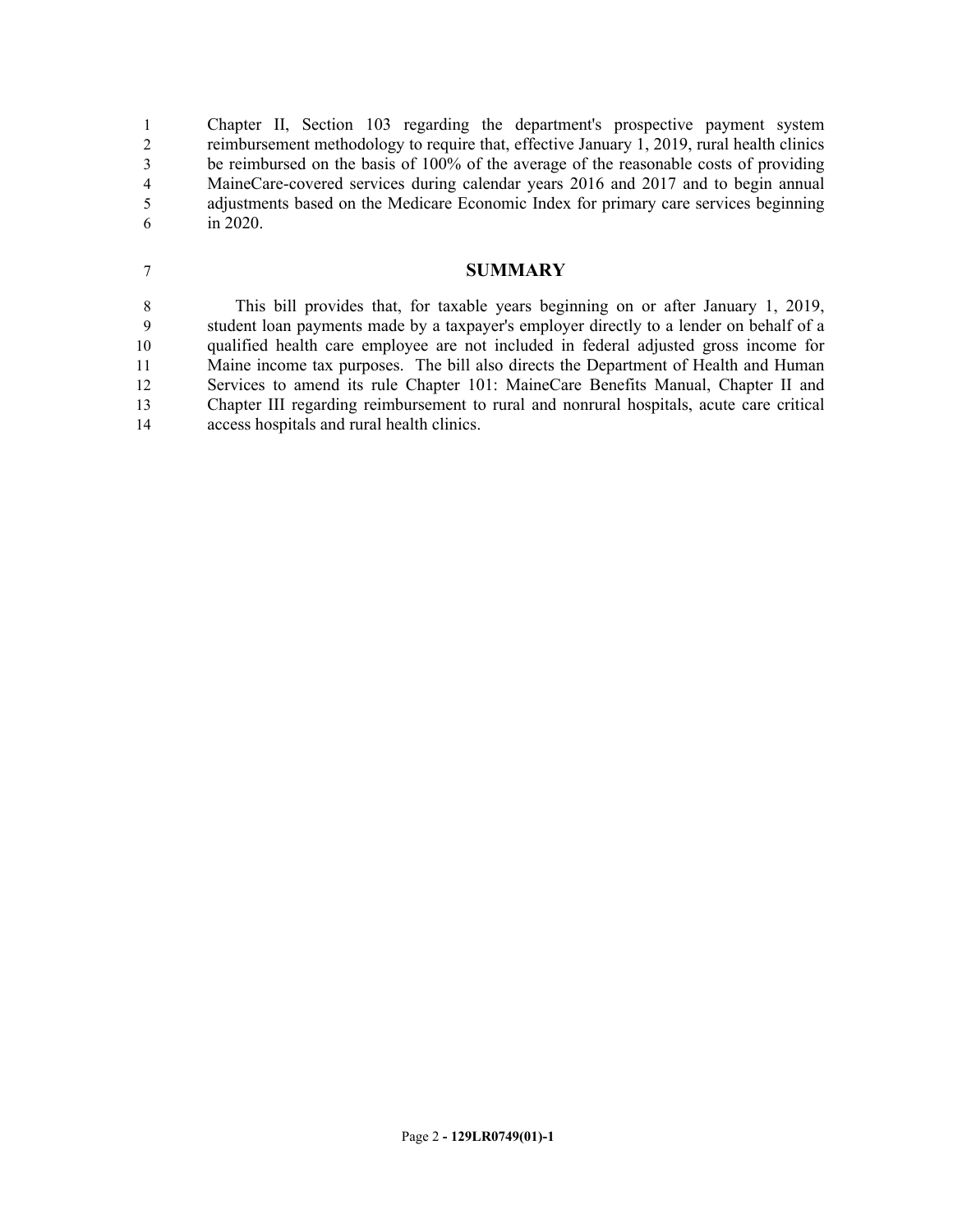Chapter II, Section 103 regarding the department's prospective payment system reimbursement methodology to require that, effective January 1, 2019, rural health clinics be reimbursed on the basis of 100% of the average of the reasonable costs of providing MaineCare-covered services during calendar years 2016 and 2017 and to begin annual adjustments based on the Medicare Economic Index for primary care services beginning in 2020.

## SUMMARY

This bill provides that, for taxable years beginning on or after January 1, 2019, student loan payments made by a taxpayer's employer directly to a lender on behalf of a qualified health care employee are not included in federal adjusted gross income for Maine income tax purposes. The bill also directs the Department of Health and Human Services to amend its rule Chapter 101: MaineCare Benefits Manual, Chapter II and Chapter III regarding reimbursement to rural and nonrural hospitals, acute care critical access hospitals and rural health clinics.